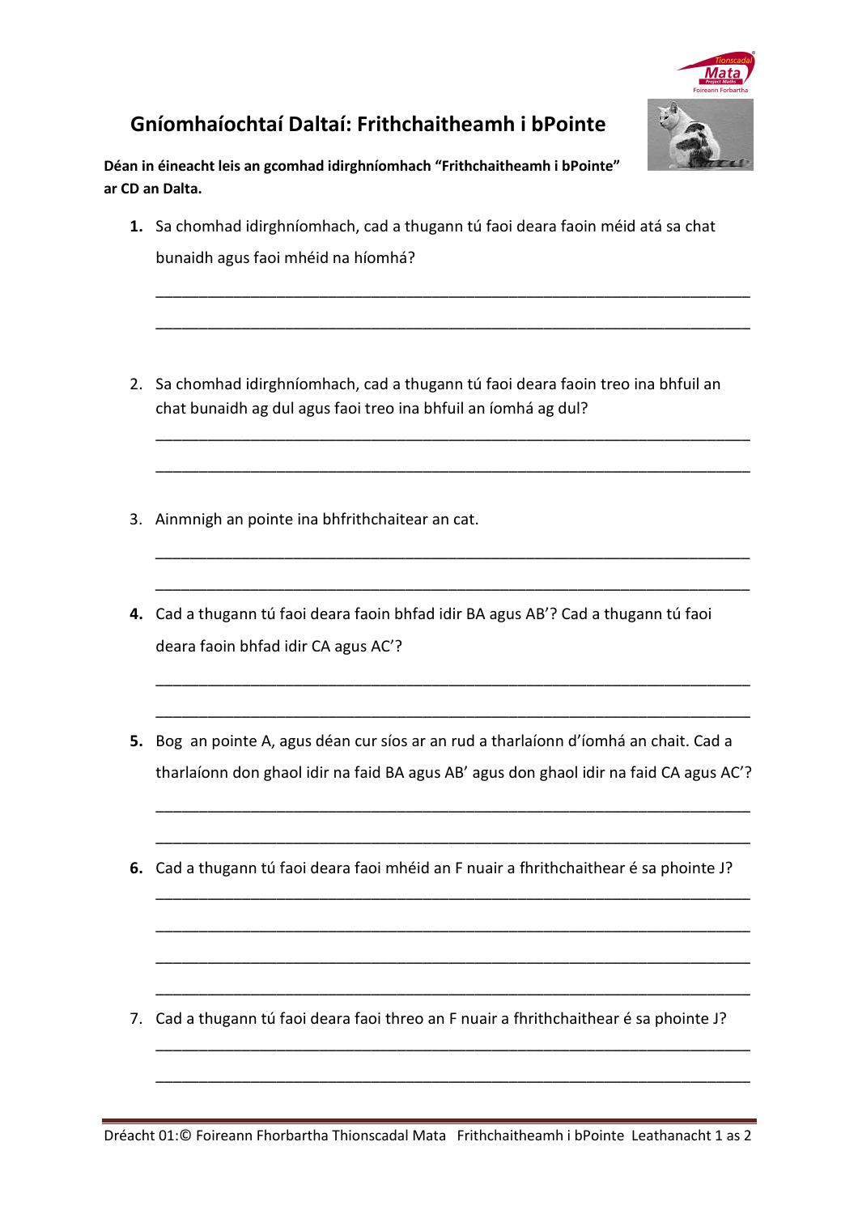# Gníomhaíochtaí Daltaí: Frithchaitheamh i bPointe

**Déan in éineacht leis an gcomhad idirghníomhach "Frithchaitheamh i bPointe" ar CD an Dalta.**

1. Sa chomhad idirghníomhach, cad a thugann tú faoi deara faoin méid atá sa chat bunaidh agus faoi mhéid na híomhá?

___________________________________________________________________________

___________________________________________________________________________

2. Sa chomhad idirghníomhach, cad a thugann tú faoi deara faoin treo ina bhfuil an chat bunaidh ag dul agus faoi treo ina bhfuil an íomhá ag dul?

___________________________________________________________________________

___________________________________________________________________________

3. Ainmnigh an pointe ina bhfrithchaitear an cat.

___________________________________________________________________________

___________________________________________________________________________

4. Cad a thugann tú faoi deara faoin bhfad idir BA agus AB'? Cad a thugann tú faoi deara faoin bhfad idir CA agus AC'?

___________________________________________________________________________

___________________________________________________________________________

5. Bog an pointe A, agus déan cur síos ar an rud a tharlaíonn d'íomhá an chait. Cad a tharlaíonn don ghaol idir na faid BA agus AB' agus don ghaol idir na faid CA agus AC'?

___________________________________________________________________________

___________________________________________________________________________

6. Cad a thugann tú faoi deara faoi mhéid an F nuair a fhrithchaithear é sa phointe J?

___________________________________________________________________________

___________________________________________________________________________

___________________________________________________________________________

___________________________________________________________________________

7. Cad a thugann tú faoi deara faoi threo an F nuair a fhrithchaithear é sa phointe J?

___________________________________________________________________________

___________________________________________________________________________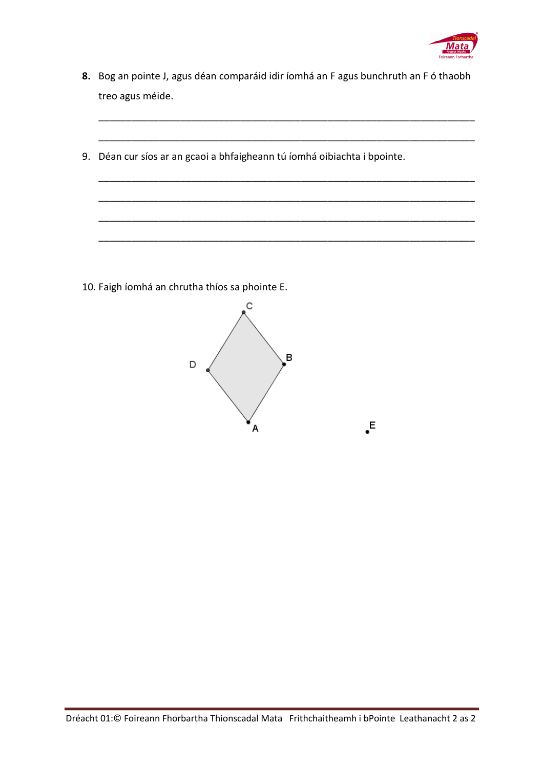**8.** Bog an pointe J, agus déan comparáid idir íomhá an F agus bunchruth an F ó thaobh treo agus méide.

\_\_\_\_\_\_\_\_\_\_\_\_\_\_\_\_\_\_\_\_\_\_\_\_\_\_\_\_\_\_\_\_\_\_\_\_\_\_\_\_\_\_\_\_\_\_\_\_\_\_\_\_\_\_\_\_\_\_\_\_\_\_\_\_\_\_\_\_

\_\_\_\_\_\_\_\_\_\_\_\_\_\_\_\_\_\_\_\_\_\_\_\_\_\_\_\_\_\_\_\_\_\_\_\_\_\_\_\_\_\_\_\_\_\_\_\_\_\_\_\_\_\_\_\_\_\_\_\_\_\_\_\_\_\_\_\_

9. Déan cur síos ar an gcaoi a bhfaigheann tú íomhá oibiachta i bpointe.

\_\_\_\_\_\_\_\_\_\_\_\_\_\_\_\_\_\_\_\_\_\_\_\_\_\_\_\_\_\_\_\_\_\_\_\_\_\_\_\_\_\_\_\_\_\_\_\_\_\_\_\_\_\_\_\_\_\_\_\_\_\_\_\_\_\_\_\_

\_\_\_\_\_\_\_\_\_\_\_\_\_\_\_\_\_\_\_\_\_\_\_\_\_\_\_\_\_\_\_\_\_\_\_\_\_\_\_\_\_\_\_\_\_\_\_\_\_\_\_\_\_\_\_\_\_\_\_\_\_\_\_\_\_\_\_\_

\_\_\_\_\_\_\_\_\_\_\_\_\_\_\_\_\_\_\_\_\_\_\_\_\_\_\_\_\_\_\_\_\_\_\_\_\_\_\_\_\_\_\_\_\_\_\_\_\_\_\_\_\_\_\_\_\_\_\_\_\_\_\_\_\_\_\_\_

\_\_\_\_\_\_\_\_\_\_\_\_\_\_\_\_\_\_\_\_\_\_\_\_\_\_\_\_\_\_\_\_\_\_\_\_\_\_\_\_\_\_\_\_\_\_\_\_\_\_\_\_\_\_\_\_\_\_\_\_\_\_\_\_\_\_\_\_

10. Faigh íomhá an chrutha thíos sa phointe E.

C

D

B

A

E